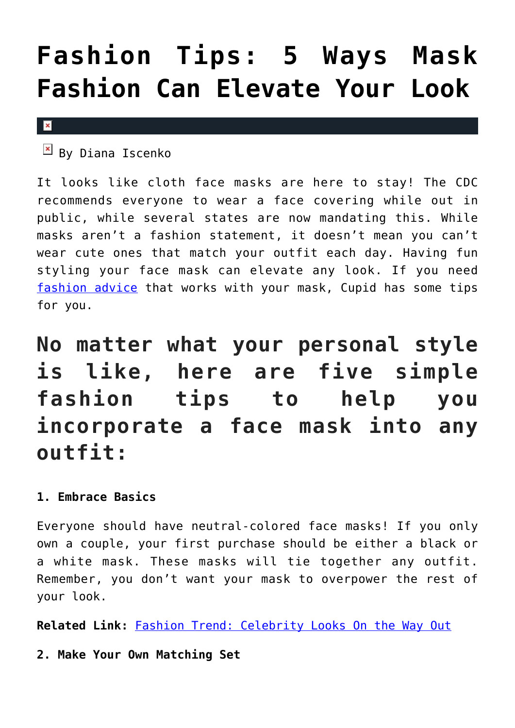# Fashion Tips: 5 Ways Mask Fashion Can Elevate Your Look

By Diana Iscenko

It looks like cloth face masks are here to stay! The CDC recommends everyone to wear a face covering while out in public, while several states are now mandating this. While masks aren't a fashion statement, it doesn't mean you can't wear cute ones that match your outfit each day. Having fun styling your face mask can elevate any look. If you need fashion advice that works with your mask, Cupid has some tips for you.

## No matter what your personal style is like, here are five simple fashion tips to help you incorporate a face mask into any outfit:

**1. Embrace Basics**

Everyone should have neutral-colored face masks! If you only own a couple, your first purchase should be either a black or a white mask. These masks will tie together any outfit. Remember, you don't want your mask to overpower the rest of your look.

**Related Link:** Fashion Trend: Celebrity Looks On the Way Out

**2. Make Your Own Matching Set**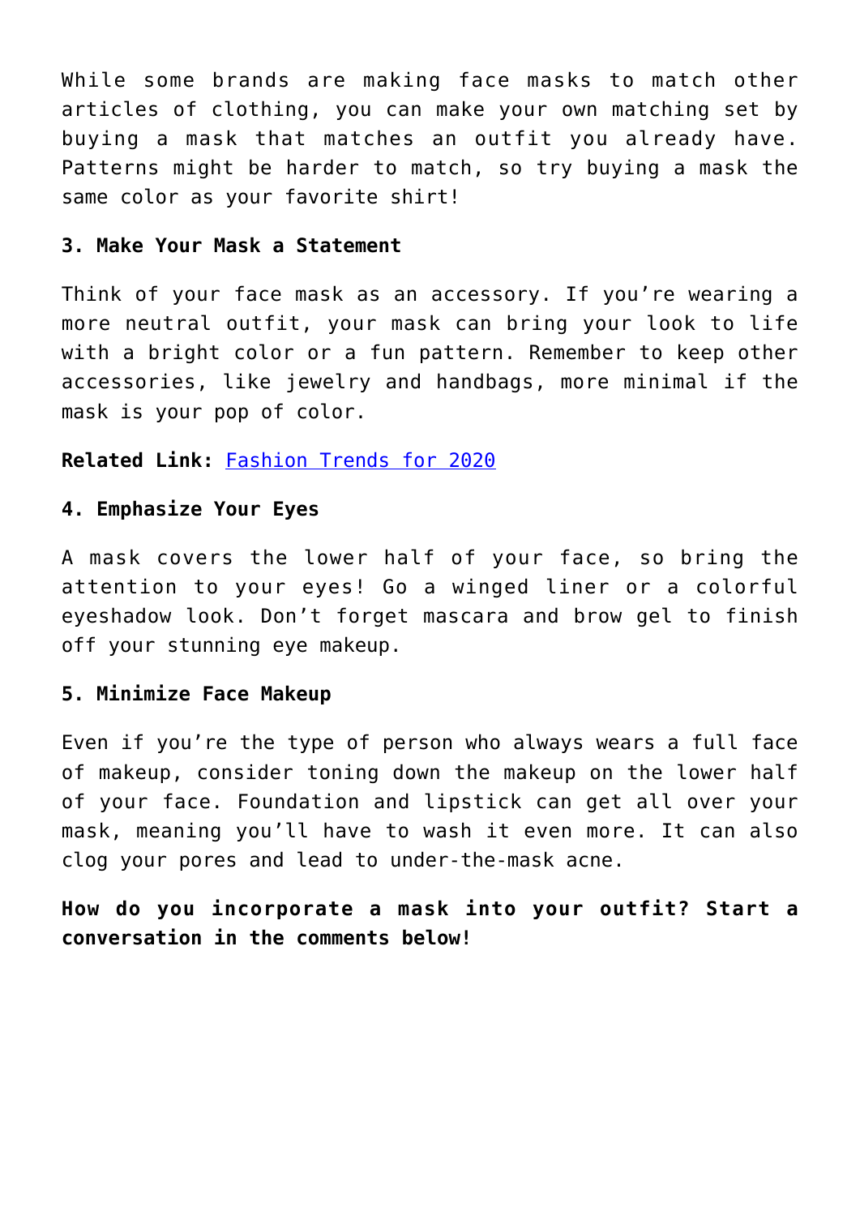While some brands are making face masks to match other articles of clothing, you can make your own matching set by buying a mask that matches an outfit you already have. Patterns might be harder to match, so try buying a mask the same color as your favorite shirt!

### 3. Make Your Mask a Statement

Think of your face mask as an accessory. If you're wearing a more neutral outfit, your mask can bring your look to life with a bright color or a fun pattern. Remember to keep other accessories, like jewelry and handbags, more minimal if the mask is your pop of color.

**Related Link:** Fashion Trends for 2020

### 4. Emphasize Your Eyes

A mask covers the lower half of your face, so bring the attention to your eyes! Go a winged liner or a colorful eyeshadow look. Don't forget mascara and brow gel to finish off your stunning eye makeup.

### 5. Minimize Face Makeup

Even if you're the type of person who always wears a full face of makeup, consider toning down the makeup on the lower half of your face. Foundation and lipstick can get all over your mask, meaning you'll have to wash it even more. It can also clog your pores and lead to under-the-mask acne.

**How do you incorporate a mask into your outfit? Start a conversation in the comments below!**